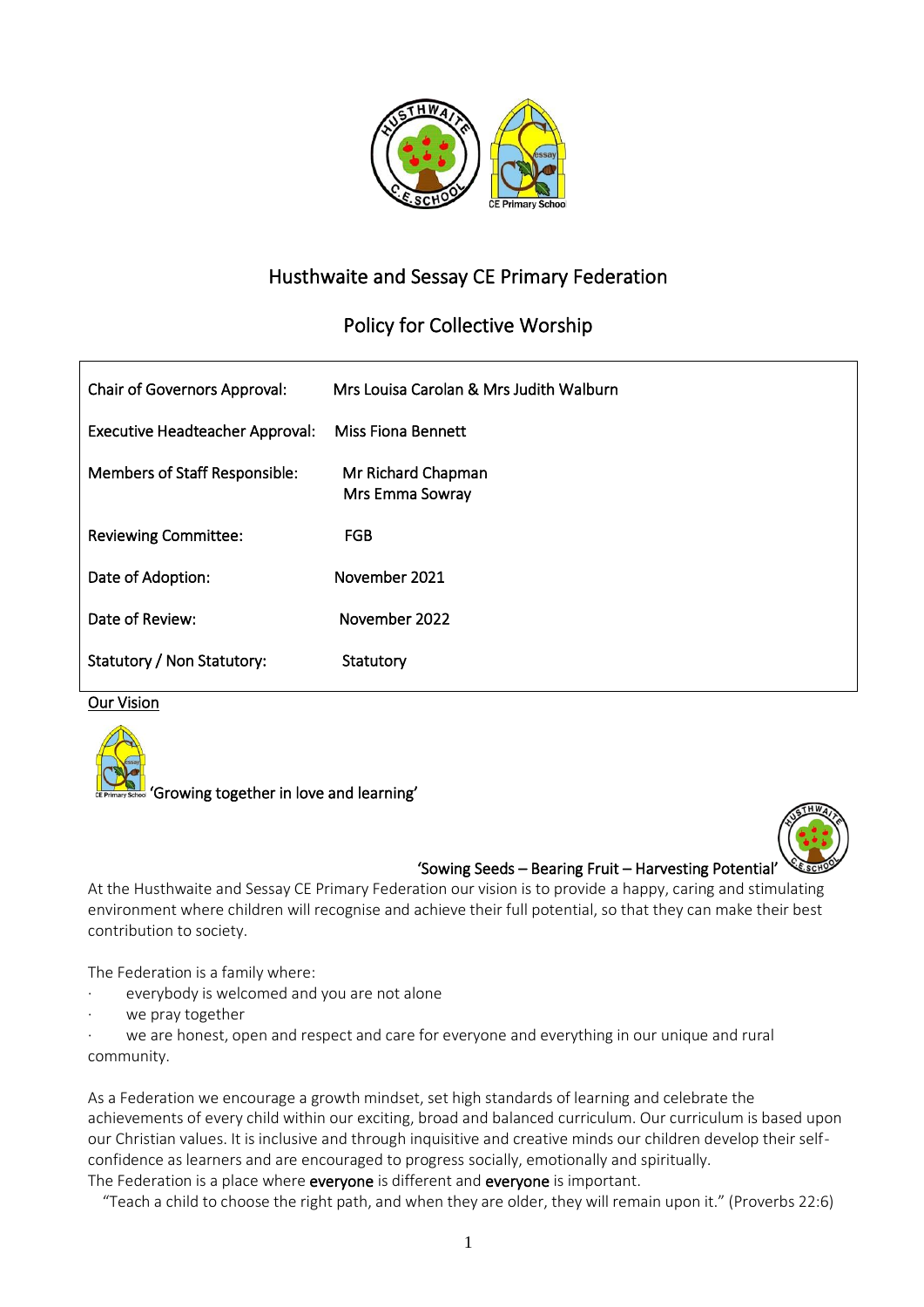# Husthwaite and Sessay CE Primary Federation

## Policy for Collective Worship

| | |
|---|---|
| Chair of Governors Approval: | Mrs Louisa Carolan & Mrs Judith Walburn |
| Executive Headteacher Approval: | Miss Fiona Bennett |
| Members of Staff Responsible: | Mr Richard Chapman<br>Mrs Emma Sowray |
| Reviewing Committee: | FGB |
| Date of Adoption: | November 2021 |
| Date of Review: | November 2022 |
| Statutory / Non Statutory: | Statutory |

### Our Vision

'Growing together in love and learning'

'Sowing Seeds – Bearing Fruit – Harvesting Potential'

At the Husthwaite and Sessay CE Primary Federation our vision is to provide a happy, caring and stimulating environment where children will recognise and achieve their full potential, so that they can make their best contribution to society.

The Federation is a family where:

- everybody is welcomed and you are not alone
- we pray together
- we are honest, open and respect and care for everyone and everything in our unique and rural community.

As a Federation we encourage a growth mindset, set high standards of learning and celebrate the achievements of every child within our exciting, broad and balanced curriculum. Our curriculum is based upon our Christian values. It is inclusive and through inquisitive and creative minds our children develop their self-confidence as learners and are encouraged to progress socially, emotionally and spiritually.

The Federation is a place where **everyone** is different and **everyone** is important.

"Teach a child to choose the right path, and when they are older, they will remain upon it." (Proverbs 22:6)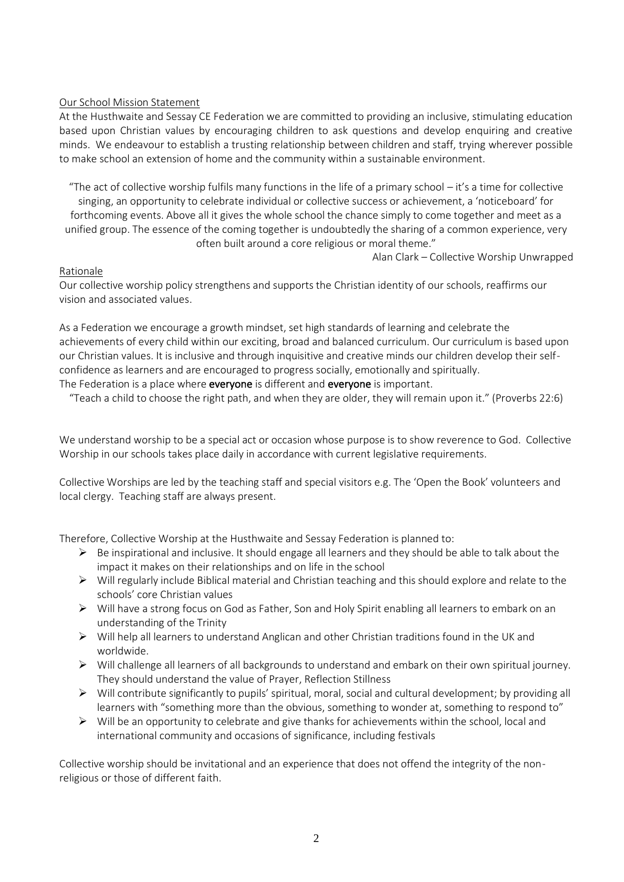Our School Mission Statement

At the Husthwaite and Sessay CE Federation we are committed to providing an inclusive, stimulating education based upon Christian values by encouraging children to ask questions and develop enquiring and creative minds. We endeavour to establish a trusting relationship between children and staff, trying wherever possible to make school an extension of home and the community within a sustainable environment.

"The act of collective worship fulfils many functions in the life of a primary school – it's a time for collective singing, an opportunity to celebrate individual or collective success or achievement, a 'noticeboard' for forthcoming events. Above all it gives the whole school the chance simply to come together and meet as a unified group. The essence of the coming together is undoubtedly the sharing of a common experience, very often built around a core religious or moral theme."

Alan Clark – Collective Worship Unwrapped

Rationale

Our collective worship policy strengthens and supports the Christian identity of our schools, reaffirms our vision and associated values.

As a Federation we encourage a growth mindset, set high standards of learning and celebrate the achievements of every child within our exciting, broad and balanced curriculum. Our curriculum is based upon our Christian values. It is inclusive and through inquisitive and creative minds our children develop their self-confidence as learners and are encouraged to progress socially, emotionally and spiritually.
The Federation is a place where **everyone** is different and **everyone** is important.

"Teach a child to choose the right path, and when they are older, they will remain upon it." (Proverbs 22:6)

We understand worship to be a special act or occasion whose purpose is to show reverence to God. Collective Worship in our schools takes place daily in accordance with current legislative requirements.

Collective Worships are led by the teaching staff and special visitors e.g. The 'Open the Book' volunteers and local clergy. Teaching staff are always present.

Therefore, Collective Worship at the Husthwaite and Sessay Federation is planned to:

- Be inspirational and inclusive. It should engage all learners and they should be able to talk about the impact it makes on their relationships and on life in the school
- Will regularly include Biblical material and Christian teaching and this should explore and relate to the schools' core Christian values
- Will have a strong focus on God as Father, Son and Holy Spirit enabling all learners to embark on an understanding of the Trinity
- Will help all learners to understand Anglican and other Christian traditions found in the UK and worldwide.
- Will challenge all learners of all backgrounds to understand and embark on their own spiritual journey. They should understand the value of Prayer, Reflection Stillness
- Will contribute significantly to pupils' spiritual, moral, social and cultural development; by providing all learners with "something more than the obvious, something to wonder at, something to respond to"
- Will be an opportunity to celebrate and give thanks for achievements within the school, local and international community and occasions of significance, including festivals

Collective worship should be invitational and an experience that does not offend the integrity of the non-religious or those of different faith.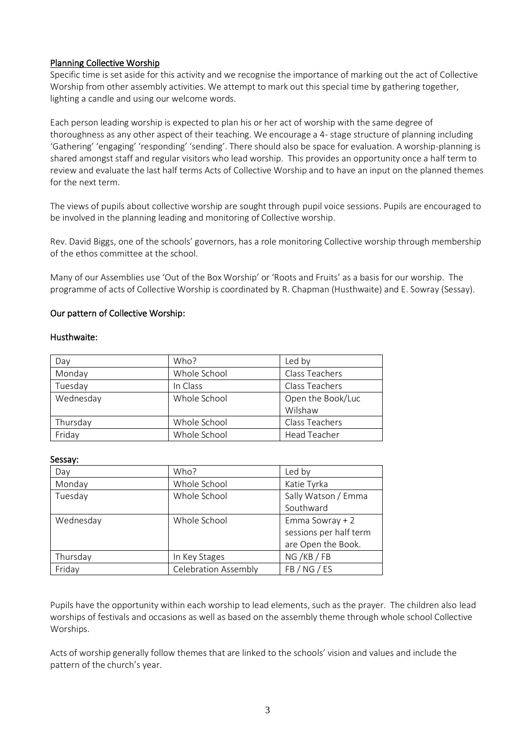## Planning Collective Worship

Specific time is set aside for this activity and we recognise the importance of marking out the act of Collective Worship from other assembly activities. We attempt to mark out this special time by gathering together, lighting a candle and using our welcome words.

Each person leading worship is expected to plan his or her act of worship with the same degree of thoroughness as any other aspect of their teaching. We encourage a 4- stage structure of planning including 'Gathering' 'engaging' 'responding' 'sending'. There should also be space for evaluation. A worship-planning is shared amongst staff and regular visitors who lead worship. This provides an opportunity once a half term to review and evaluate the last half terms Acts of Collective Worship and to have an input on the planned themes for the next term.

The views of pupils about collective worship are sought through pupil voice sessions. Pupils are encouraged to be involved in the planning leading and monitoring of Collective worship.

Rev. David Biggs, one of the schools' governors, has a role monitoring Collective worship through membership of the ethos committee at the school.

Many of our Assemblies use 'Out of the Box Worship' or 'Roots and Fruits' as a basis for our worship. The programme of acts of Collective Worship is coordinated by R. Chapman (Husthwaite) and E. Sowray (Sessay).

## Our pattern of Collective Worship:

### Husthwaite:

| Day | Who? | Led by |
|---|---|---|
| Monday | Whole School | Class Teachers |
| Tuesday | In Class | Class Teachers |
| Wednesday | Whole School | Open the Book/Luc Wilshaw |
| Thursday | Whole School | Class Teachers |
| Friday | Whole School | Head Teacher |

### Sessay:

| Day | Who? | Led by |
|---|---|---|
| Monday | Whole School | Katie Tyrka |
| Tuesday | Whole School | Sally Watson / Emma Southward |
| Wednesday | Whole School | Emma Sowray + 2 sessions per half term are Open the Book. |
| Thursday | In Key Stages | NG /KB / FB |
| Friday | Celebration Assembly | FB / NG / ES |

Pupils have the opportunity within each worship to lead elements, such as the prayer. The children also lead worships of festivals and occasions as well as based on the assembly theme through whole school Collective Worships.

Acts of worship generally follow themes that are linked to the schools' vision and values and include the pattern of the church's year.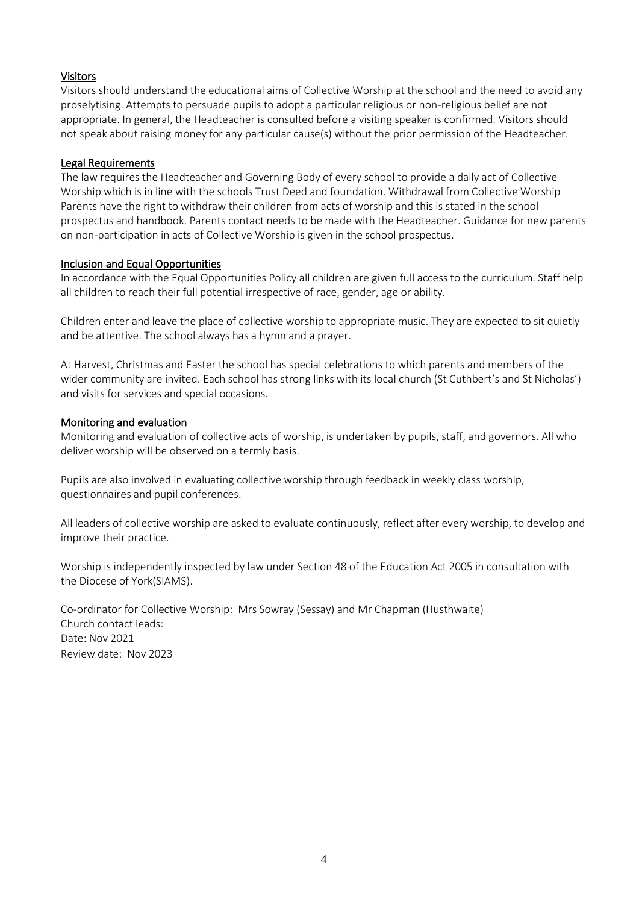## Visitors

Visitors should understand the educational aims of Collective Worship at the school and the need to avoid any proselytising. Attempts to persuade pupils to adopt a particular religious or non-religious belief are not appropriate. In general, the Headteacher is consulted before a visiting speaker is confirmed. Visitors should not speak about raising money for any particular cause(s) without the prior permission of the Headteacher.

## Legal Requirements

The law requires the Headteacher and Governing Body of every school to provide a daily act of Collective Worship which is in line with the schools Trust Deed and foundation. Withdrawal from Collective Worship Parents have the right to withdraw their children from acts of worship and this is stated in the school prospectus and handbook. Parents contact needs to be made with the Headteacher. Guidance for new parents on non-participation in acts of Collective Worship is given in the school prospectus.

## Inclusion and Equal Opportunities

In accordance with the Equal Opportunities Policy all children are given full access to the curriculum. Staff help all children to reach their full potential irrespective of race, gender, age or ability.

Children enter and leave the place of collective worship to appropriate music. They are expected to sit quietly and be attentive. The school always has a hymn and a prayer.

At Harvest, Christmas and Easter the school has special celebrations to which parents and members of the wider community are invited. Each school has strong links with its local church (St Cuthbert's and St Nicholas') and visits for services and special occasions.

## Monitoring and evaluation

Monitoring and evaluation of collective acts of worship, is undertaken by pupils, staff, and governors. All who deliver worship will be observed on a termly basis.

Pupils are also involved in evaluating collective worship through feedback in weekly class worship, questionnaires and pupil conferences.

All leaders of collective worship are asked to evaluate continuously, reflect after every worship, to develop and improve their practice.

Worship is independently inspected by law under Section 48 of the Education Act 2005 in consultation with the Diocese of York(SIAMS).

Co-ordinator for Collective Worship: Mrs Sowray (Sessay) and Mr Chapman (Husthwaite)  
Church contact leads:  
Date: Nov 2021  
Review date: Nov 2023